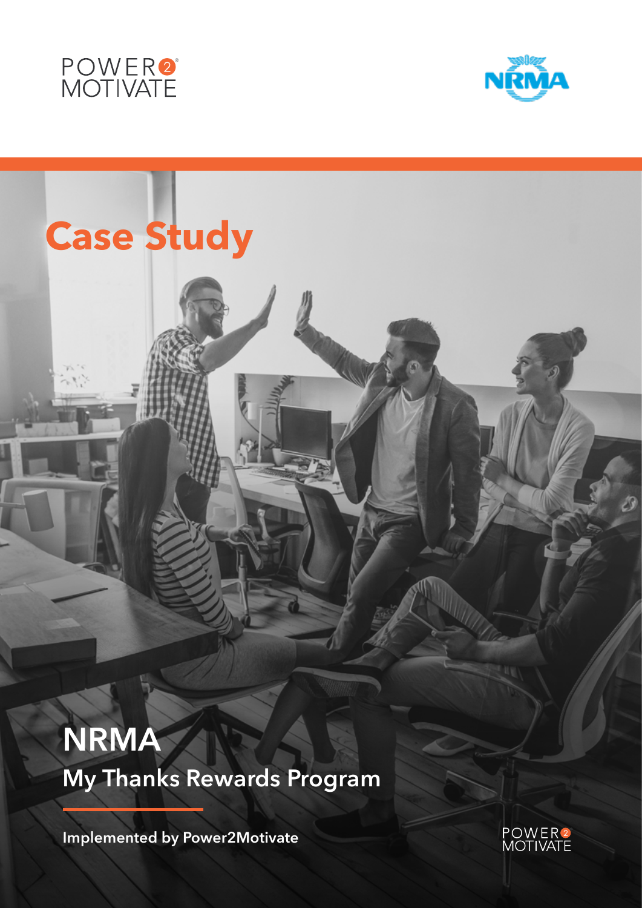# Case Study

## NRMA

### My Thanks Rewards Program

**Implemented by Power2Motivate**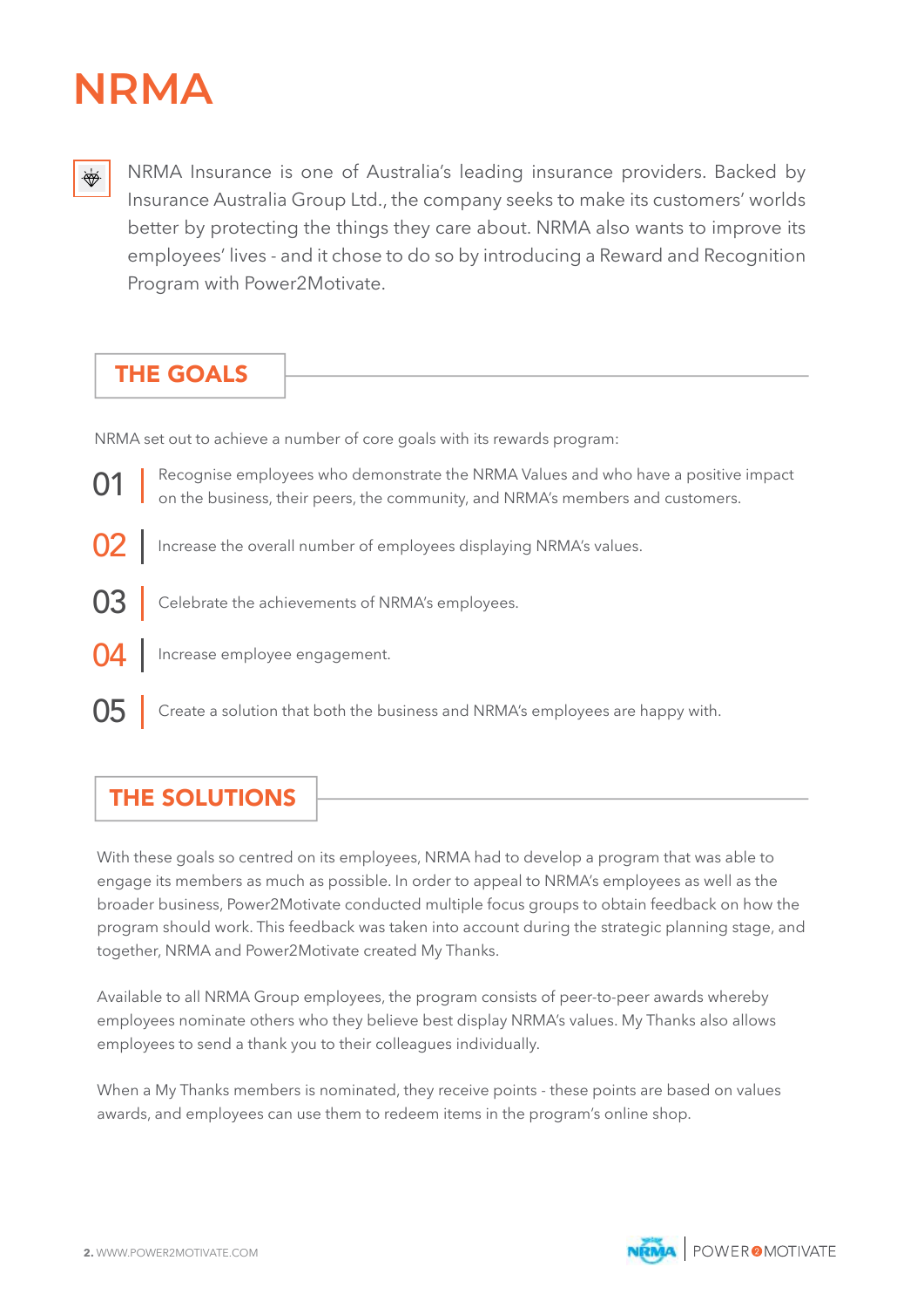# NRMA

NRMA Insurance is one of Australia's leading insurance providers. Backed by Insurance Australia Group Ltd., the company seeks to make its customers' worlds better by protecting the things they care about. NRMA also wants to improve its employees' lives - and it chose to do so by introducing a Reward and Recognition Program with Power2Motivate.

## THE GOALS

NRMA set out to achieve a number of core goals with its rewards program:

01 | Recognise employees who demonstrate the NRMA Values and who have a positive impact on the business, their peers, the community, and NRMA's members and customers.

02 | Increase the overall number of employees displaying NRMA's values.

03 | Celebrate the achievements of NRMA's employees.

04 | Increase employee engagement.

05 | Create a solution that both the business and NRMA's employees are happy with.

## THE SOLUTIONS

With these goals so centred on its employees, NRMA had to develop a program that was able to engage its members as much as possible. In order to appeal to NRMA's employees as well as the broader business, Power2Motivate conducted multiple focus groups to obtain feedback on how the program should work. This feedback was taken into account during the strategic planning stage, and together, NRMA and Power2Motivate created My Thanks.

Available to all NRMA Group employees, the program consists of peer-to-peer awards whereby employees nominate others who they believe best display NRMA's values. My Thanks also allows employees to send a thank you to their colleagues individually.

When a My Thanks members is nominated, they receive points - these points are based on values awards, and employees can use them to redeem items in the program's online shop.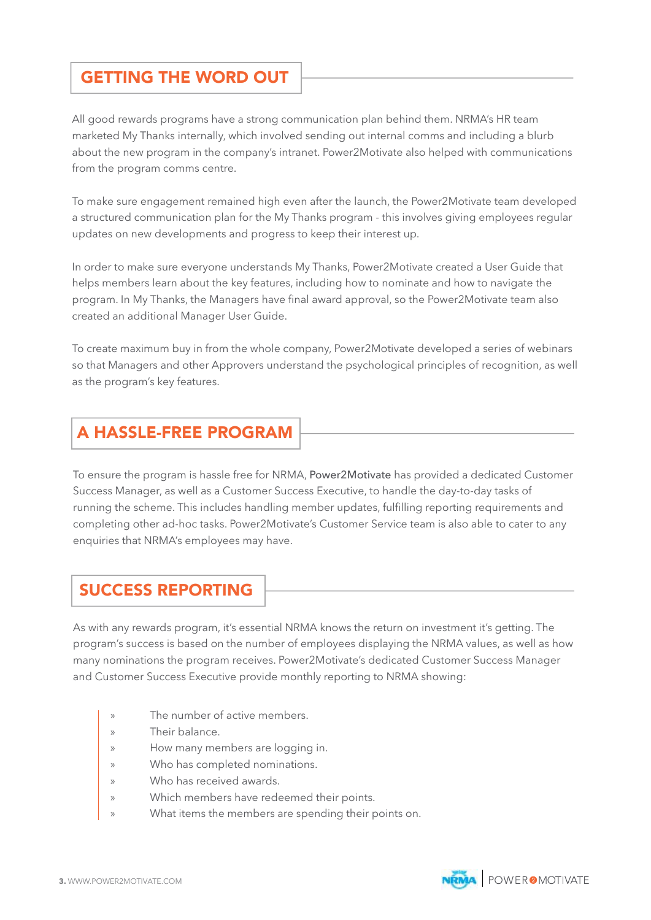## GETTING THE WORD OUT

All good rewards programs have a strong communication plan behind them. NRMA's HR team marketed My Thanks internally, which involved sending out internal comms and including a blurb about the new program in the company's intranet. Power2Motivate also helped with communications from the program comms centre.

To make sure engagement remained high even after the launch, the Power2Motivate team developed a structured communication plan for the My Thanks program - this involves giving employees regular updates on new developments and progress to keep their interest up.

In order to make sure everyone understands My Thanks, Power2Motivate created a User Guide that helps members learn about the key features, including how to nominate and how to navigate the program. In My Thanks, the Managers have final award approval, so the Power2Motivate team also created an additional Manager User Guide.

To create maximum buy in from the whole company, Power2Motivate developed a series of webinars so that Managers and other Approvers understand the psychological principles of recognition, as well as the program's key features.

## A HASSLE-FREE PROGRAM

To ensure the program is hassle free for NRMA, Power2Motivate has provided a dedicated Customer Success Manager, as well as a Customer Success Executive, to handle the day-to-day tasks of running the scheme. This includes handling member updates, fulfilling reporting requirements and completing other ad-hoc tasks. Power2Motivate's Customer Service team is also able to cater to any enquiries that NRMA's employees may have.

## SUCCESS REPORTING

As with any rewards program, it's essential NRMA knows the return on investment it's getting. The program's success is based on the number of employees displaying the NRMA values, as well as how many nominations the program receives. Power2Motivate's dedicated Customer Success Manager and Customer Success Executive provide monthly reporting to NRMA showing:

- The number of active members.
- Their balance.
- How many members are logging in.
- Who has completed nominations.
- Who has received awards.
- Which members have redeemed their points.
- What items the members are spending their points on.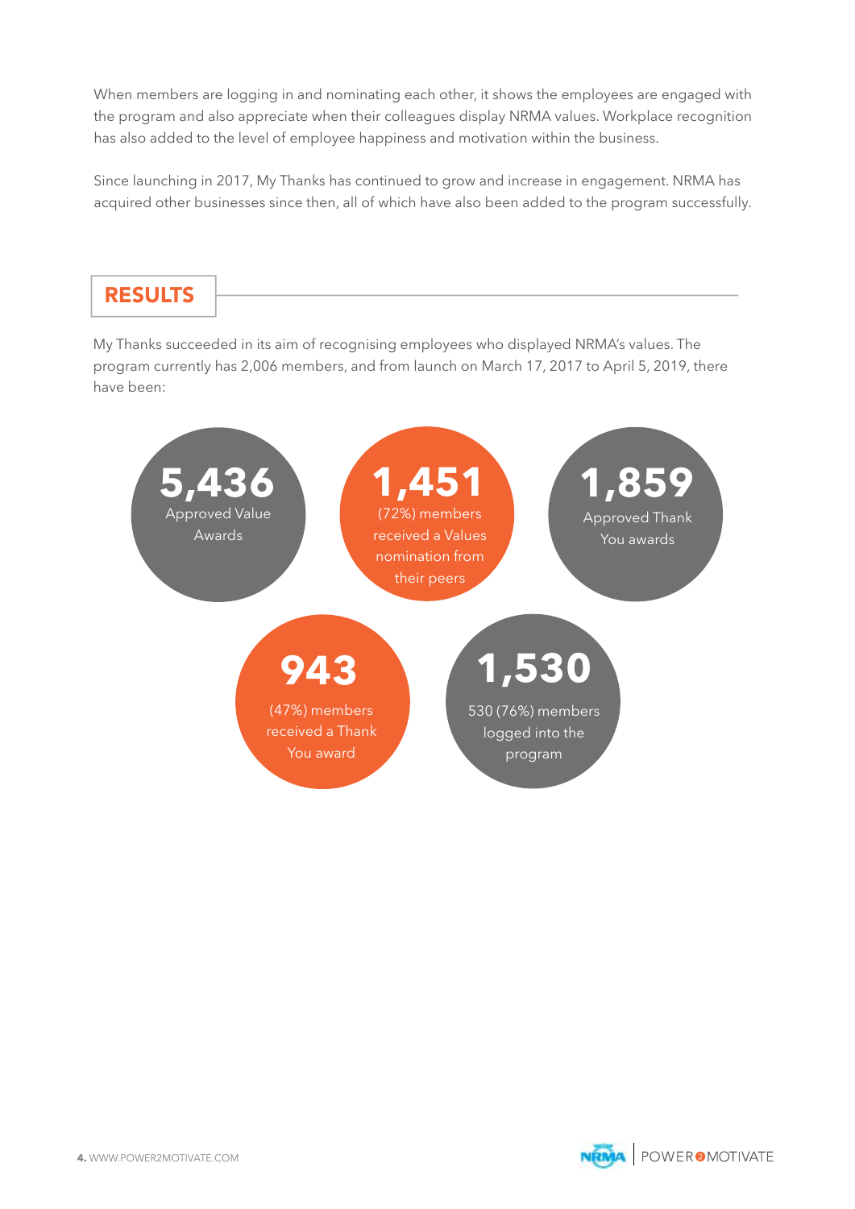When members are logging in and nominating each other, it shows the employees are engaged with the program and also appreciate when their colleagues display NRMA values. Workplace recognition has also added to the level of employee happiness and motivation within the business.

Since launching in 2017, My Thanks has continued to grow and increase in engagement. NRMA has acquired other businesses since then, all of which have also been added to the program successfully.

## RESULTS

My Thanks succeeded in its aim of recognising employees who displayed NRMA's values. The program currently has 2,006 members, and from launch on March 17, 2017 to April 5, 2019, there have been:

**5,436**
Approved Value Awards

**1,451**
(72%) members received a Values nomination from their peers

**1,859**
Approved Thank You awards

**943**
(47%) members received a Thank You award

**1,530**
530 (76%) members logged into the program